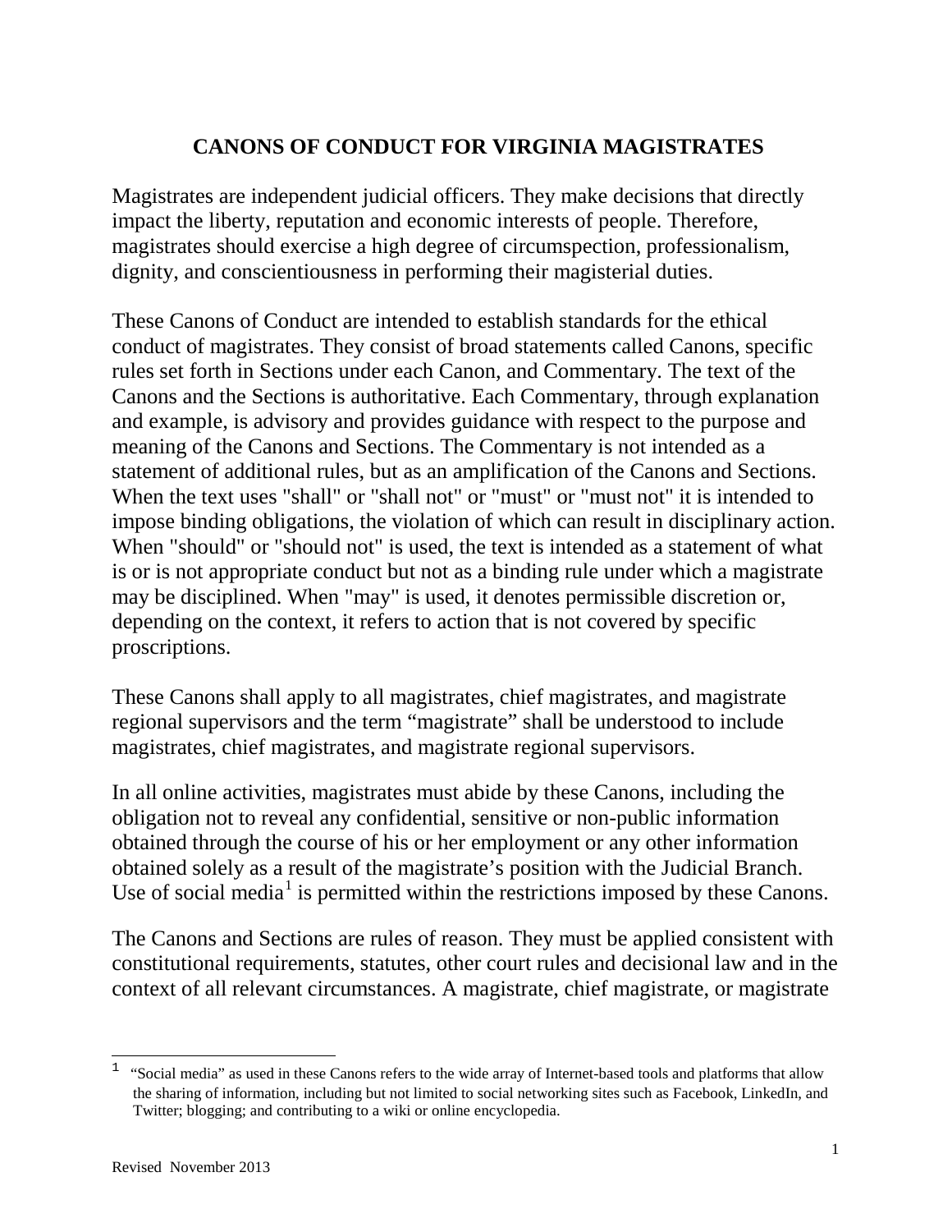# CANONS OF CONDUCT FOR VIRGINIA MAGISTRATES

Magistrates are independent judicial officers. They make decisions that directly impact the liberty, reputation and economic interests of people. Therefore, magistrates should exercise a high degree of circumspection, professionalism, dignity, and conscientiousness in performing their magisterial duties.

These Canons of Conduct are intended to establish standards for the ethical conduct of magistrates. They consist of broad statements called Canons, specific rules set forth in Sections under each Canon, and Commentary. The text of the Canons and the Sections is authoritative. Each Commentary, through explanation and example, is advisory and provides guidance with respect to the purpose and meaning of the Canons and Sections. The Commentary is not intended as a statement of additional rules, but as an amplification of the Canons and Sections. When the text uses "shall" or "shall not" or "must" or "must not" it is intended to impose binding obligations, the violation of which can result in disciplinary action. When "should" or "should not" is used, the text is intended as a statement of what is or is not appropriate conduct but not as a binding rule under which a magistrate may be disciplined. When "may" is used, it denotes permissible discretion or, depending on the context, it refers to action that is not covered by specific proscriptions.

These Canons shall apply to all magistrates, chief magistrates, and magistrate regional supervisors and the term "magistrate" shall be understood to include magistrates, chief magistrates, and magistrate regional supervisors.

In all online activities, magistrates must abide by these Canons, including the obligation not to reveal any confidential, sensitive or non-public information obtained through the course of his or her employment or any other information obtained solely as a result of the magistrate's position with the Judicial Branch. Use of social media[1] is permitted within the restrictions imposed by these Canons.

The Canons and Sections are rules of reason. They must be applied consistent with constitutional requirements, statutes, other court rules and decisional law and in the context of all relevant circumstances. A magistrate, chief magistrate, or magistrate

---

[1] "Social media" as used in these Canons refers to the wide array of Internet-based tools and platforms that allow the sharing of information, including but not limited to social networking sites such as Facebook, LinkedIn, and Twitter; blogging; and contributing to a wiki or online encyclopedia.

Revised November 2013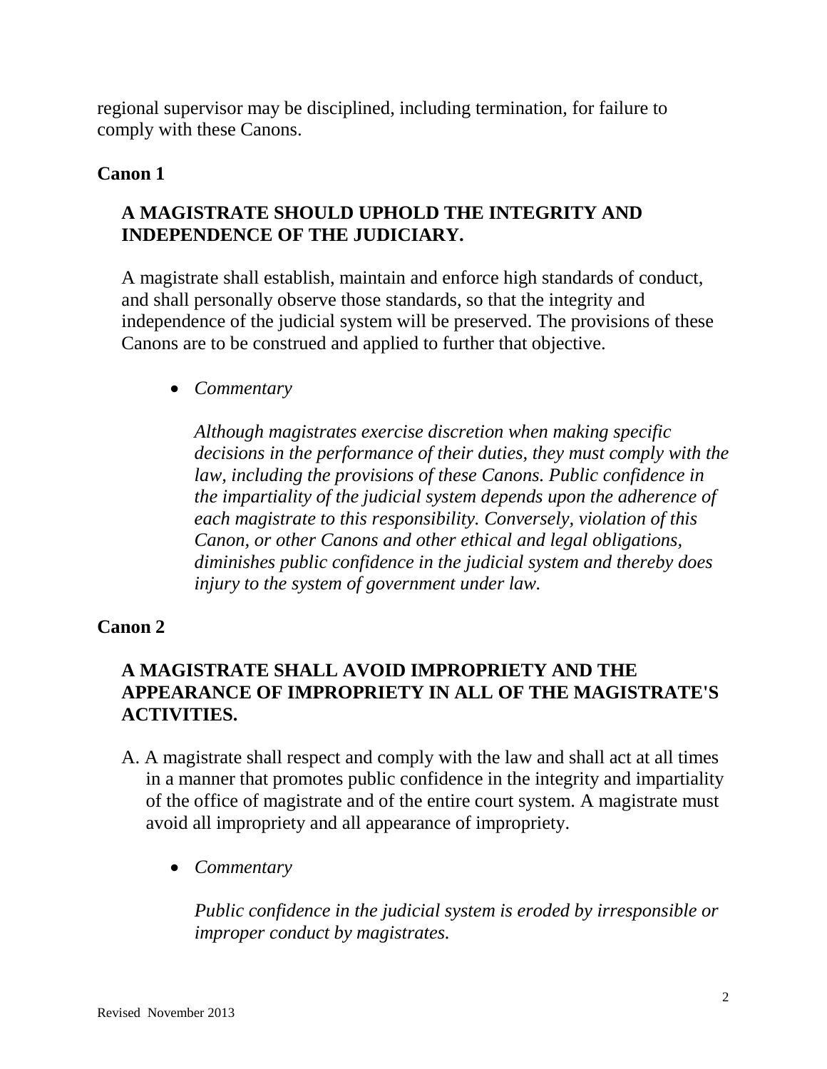regional supervisor may be disciplined, including termination, for failure to comply with these Canons.

## Canon 1

### A MAGISTRATE SHOULD UPHOLD THE INTEGRITY AND INDEPENDENCE OF THE JUDICIARY.

A magistrate shall establish, maintain and enforce high standards of conduct, and shall personally observe those standards, so that the integrity and independence of the judicial system will be preserved. The provisions of these Canons are to be construed and applied to further that objective.

- *Commentary*

  *Although magistrates exercise discretion when making specific decisions in the performance of their duties, they must comply with the law, including the provisions of these Canons. Public confidence in the impartiality of the judicial system depends upon the adherence of each magistrate to this responsibility. Conversely, violation of this Canon, or other Canons and other ethical and legal obligations, diminishes public confidence in the judicial system and thereby does injury to the system of government under law.*

## Canon 2

### A MAGISTRATE SHALL AVOID IMPROPRIETY AND THE APPEARANCE OF IMPROPRIETY IN ALL OF THE MAGISTRATE'S ACTIVITIES.

A. A magistrate shall respect and comply with the law and shall act at all times in a manner that promotes public confidence in the integrity and impartiality of the office of magistrate and of the entire court system. A magistrate must avoid all impropriety and all appearance of impropriety.

- *Commentary*

  *Public confidence in the judicial system is eroded by irresponsible or improper conduct by magistrates.*

Revised November 2013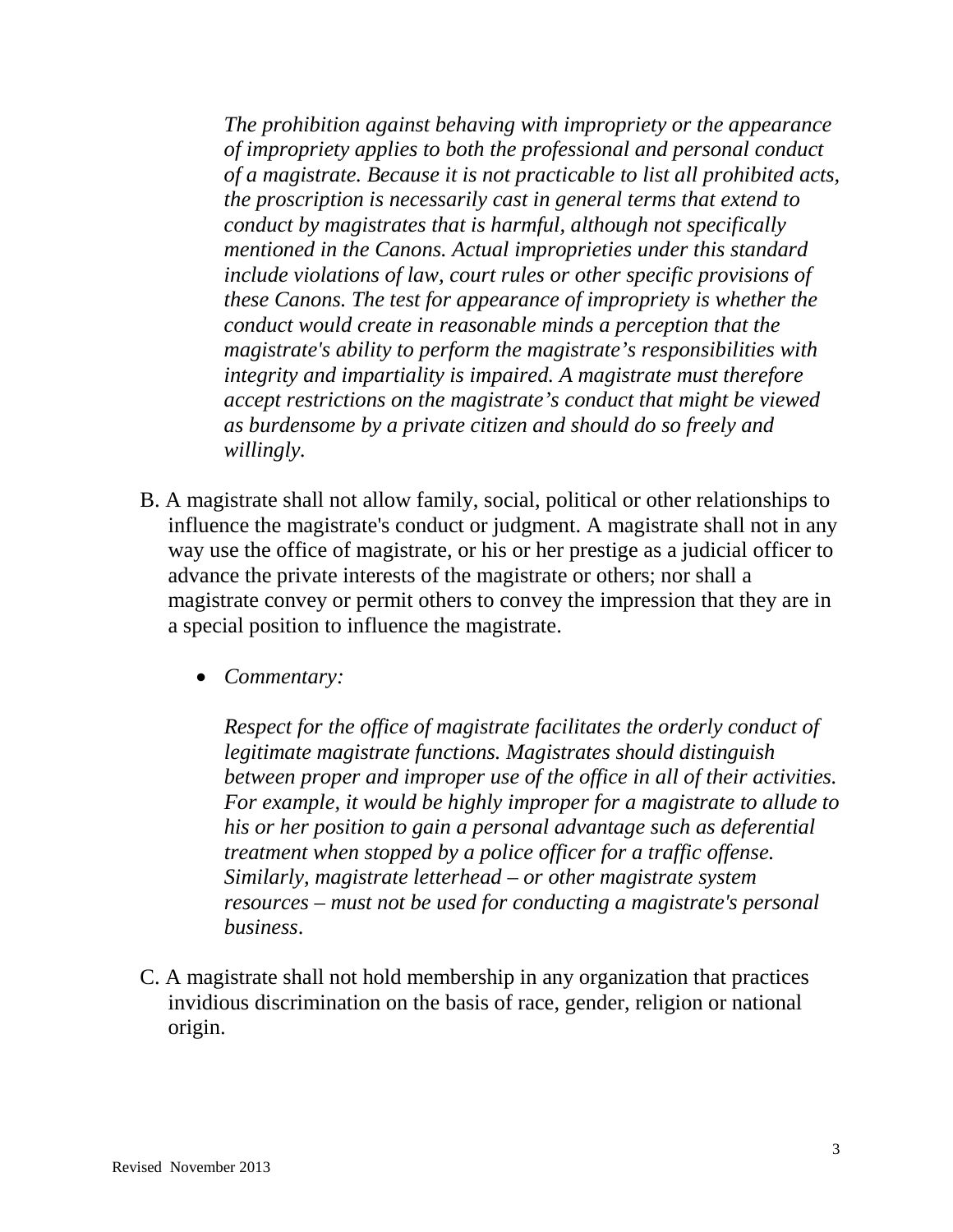*The prohibition against behaving with impropriety or the appearance of impropriety applies to both the professional and personal conduct of a magistrate. Because it is not practicable to list all prohibited acts, the proscription is necessarily cast in general terms that extend to conduct by magistrates that is harmful, although not specifically mentioned in the Canons. Actual improprieties under this standard include violations of law, court rules or other specific provisions of these Canons. The test for appearance of impropriety is whether the conduct would create in reasonable minds a perception that the magistrate's ability to perform the magistrate's responsibilities with integrity and impartiality is impaired. A magistrate must therefore accept restrictions on the magistrate's conduct that might be viewed as burdensome by a private citizen and should do so freely and willingly.*

B. A magistrate shall not allow family, social, political or other relationships to influence the magistrate's conduct or judgment. A magistrate shall not in any way use the office of magistrate, or his or her prestige as a judicial officer to advance the private interests of the magistrate or others; nor shall a magistrate convey or permit others to convey the impression that they are in a special position to influence the magistrate.

- *Commentary:*

  *Respect for the office of magistrate facilitates the orderly conduct of legitimate magistrate functions. Magistrates should distinguish between proper and improper use of the office in all of their activities. For example, it would be highly improper for a magistrate to allude to his or her position to gain a personal advantage such as deferential treatment when stopped by a police officer for a traffic offense. Similarly, magistrate letterhead – or other magistrate system resources – must not be used for conducting a magistrate's personal business*.

C. A magistrate shall not hold membership in any organization that practices invidious discrimination on the basis of race, gender, religion or national origin.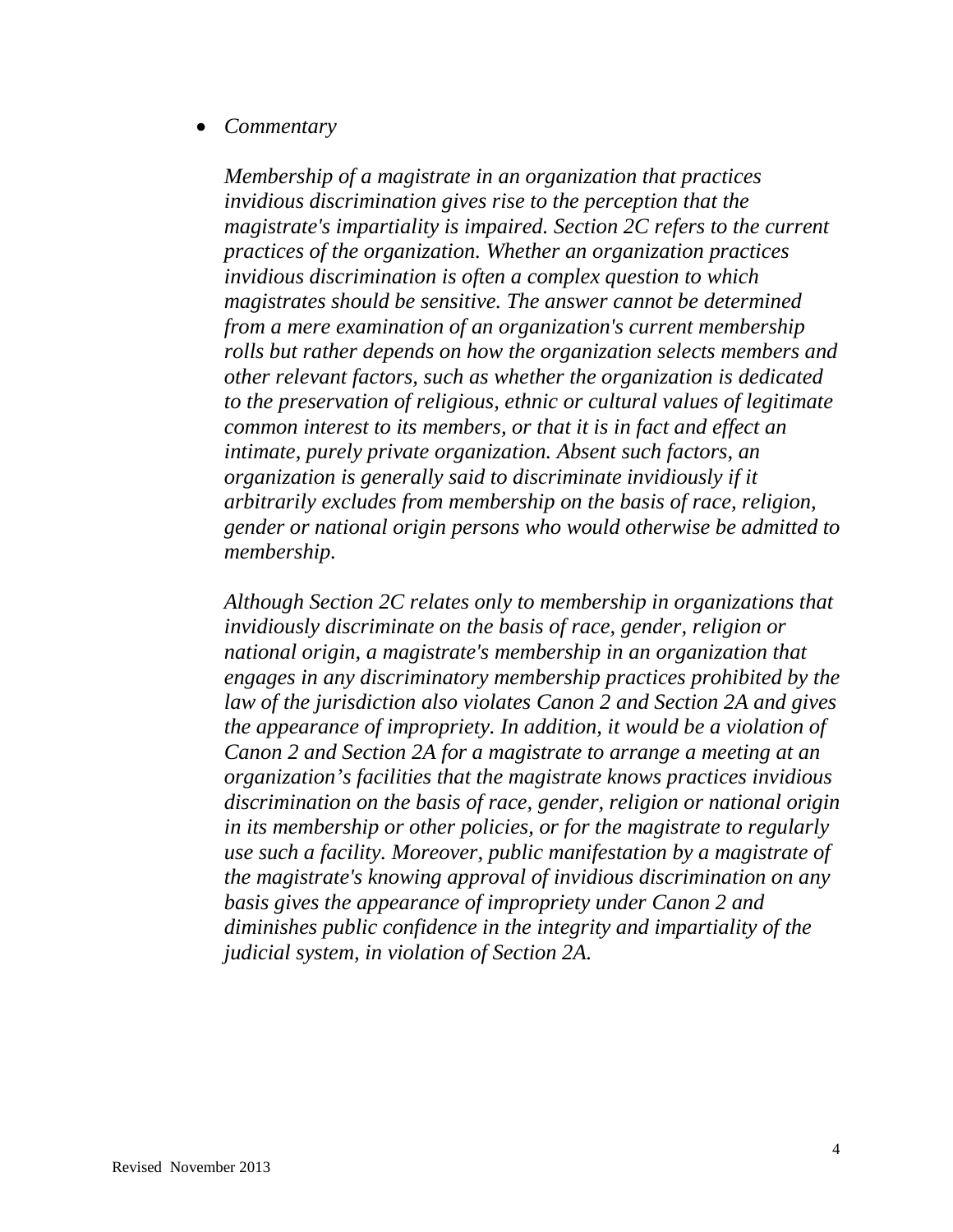- *Commentary*

  *Membership of a magistrate in an organization that practices invidious discrimination gives rise to the perception that the magistrate's impartiality is impaired. Section 2C refers to the current practices of the organization. Whether an organization practices invidious discrimination is often a complex question to which magistrates should be sensitive. The answer cannot be determined from a mere examination of an organization's current membership rolls but rather depends on how the organization selects members and other relevant factors, such as whether the organization is dedicated to the preservation of religious, ethnic or cultural values of legitimate common interest to its members, or that it is in fact and effect an intimate, purely private organization. Absent such factors, an organization is generally said to discriminate invidiously if it arbitrarily excludes from membership on the basis of race, religion, gender or national origin persons who would otherwise be admitted to membership.*

  *Although Section 2C relates only to membership in organizations that invidiously discriminate on the basis of race, gender, religion or national origin, a magistrate's membership in an organization that engages in any discriminatory membership practices prohibited by the law of the jurisdiction also violates Canon 2 and Section 2A and gives the appearance of impropriety. In addition, it would be a violation of Canon 2 and Section 2A for a magistrate to arrange a meeting at an organization's facilities that the magistrate knows practices invidious discrimination on the basis of race, gender, religion or national origin in its membership or other policies, or for the magistrate to regularly use such a facility. Moreover, public manifestation by a magistrate of the magistrate's knowing approval of invidious discrimination on any basis gives the appearance of impropriety under Canon 2 and diminishes public confidence in the integrity and impartiality of the judicial system, in violation of Section 2A.*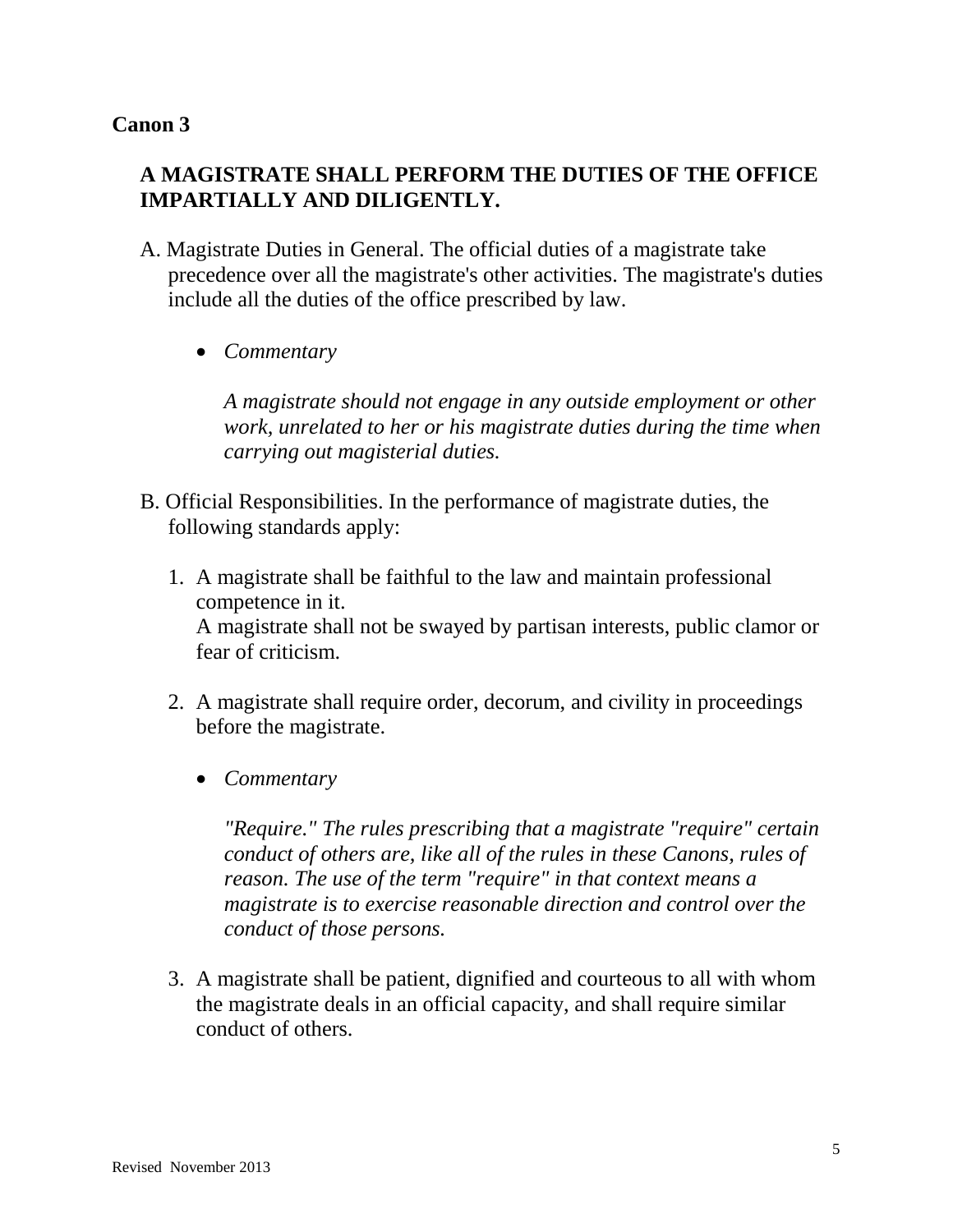## Canon 3

### A MAGISTRATE SHALL PERFORM THE DUTIES OF THE OFFICE IMPARTIALLY AND DILIGENTLY.

A. Magistrate Duties in General. The official duties of a magistrate take precedence over all the magistrate's other activities. The magistrate's duties include all the duties of the office prescribed by law.

- *Commentary*

  *A magistrate should not engage in any outside employment or other work, unrelated to her or his magistrate duties during the time when carrying out magisterial duties.*

B. Official Responsibilities. In the performance of magistrate duties, the following standards apply:

1. A magistrate shall be faithful to the law and maintain professional competence in it.
   A magistrate shall not be swayed by partisan interests, public clamor or fear of criticism.

2. A magistrate shall require order, decorum, and civility in proceedings before the magistrate.

   - *Commentary*

     *"Require." The rules prescribing that a magistrate "require" certain conduct of others are, like all of the rules in these Canons, rules of reason. The use of the term "require" in that context means a magistrate is to exercise reasonable direction and control over the conduct of those persons.*

3. A magistrate shall be patient, dignified and courteous to all with whom the magistrate deals in an official capacity, and shall require similar conduct of others.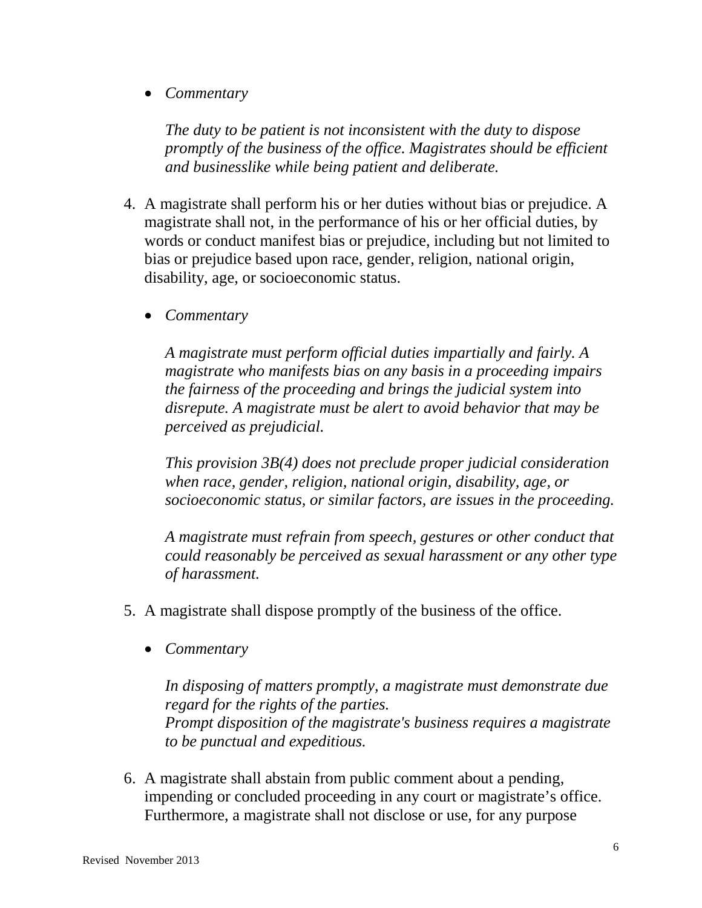- *Commentary*

  *The duty to be patient is not inconsistent with the duty to dispose promptly of the business of the office. Magistrates should be efficient and businesslike while being patient and deliberate.*

4. A magistrate shall perform his or her duties without bias or prejudice. A magistrate shall not, in the performance of his or her official duties, by words or conduct manifest bias or prejudice, including but not limited to bias or prejudice based upon race, gender, religion, national origin, disability, age, or socioeconomic status.

   - *Commentary*

     *A magistrate must perform official duties impartially and fairly. A magistrate who manifests bias on any basis in a proceeding impairs the fairness of the proceeding and brings the judicial system into disrepute. A magistrate must be alert to avoid behavior that may be perceived as prejudicial.*

     *This provision 3B(4) does not preclude proper judicial consideration when race, gender, religion, national origin, disability, age, or socioeconomic status, or similar factors, are issues in the proceeding.*

     *A magistrate must refrain from speech, gestures or other conduct that could reasonably be perceived as sexual harassment or any other type of harassment.*

5. A magistrate shall dispose promptly of the business of the office.

   - *Commentary*

     *In disposing of matters promptly, a magistrate must demonstrate due regard for the rights of the parties.*
     *Prompt disposition of the magistrate's business requires a magistrate to be punctual and expeditious.*

6. A magistrate shall abstain from public comment about a pending, impending or concluded proceeding in any court or magistrate's office. Furthermore, a magistrate shall not disclose or use, for any purpose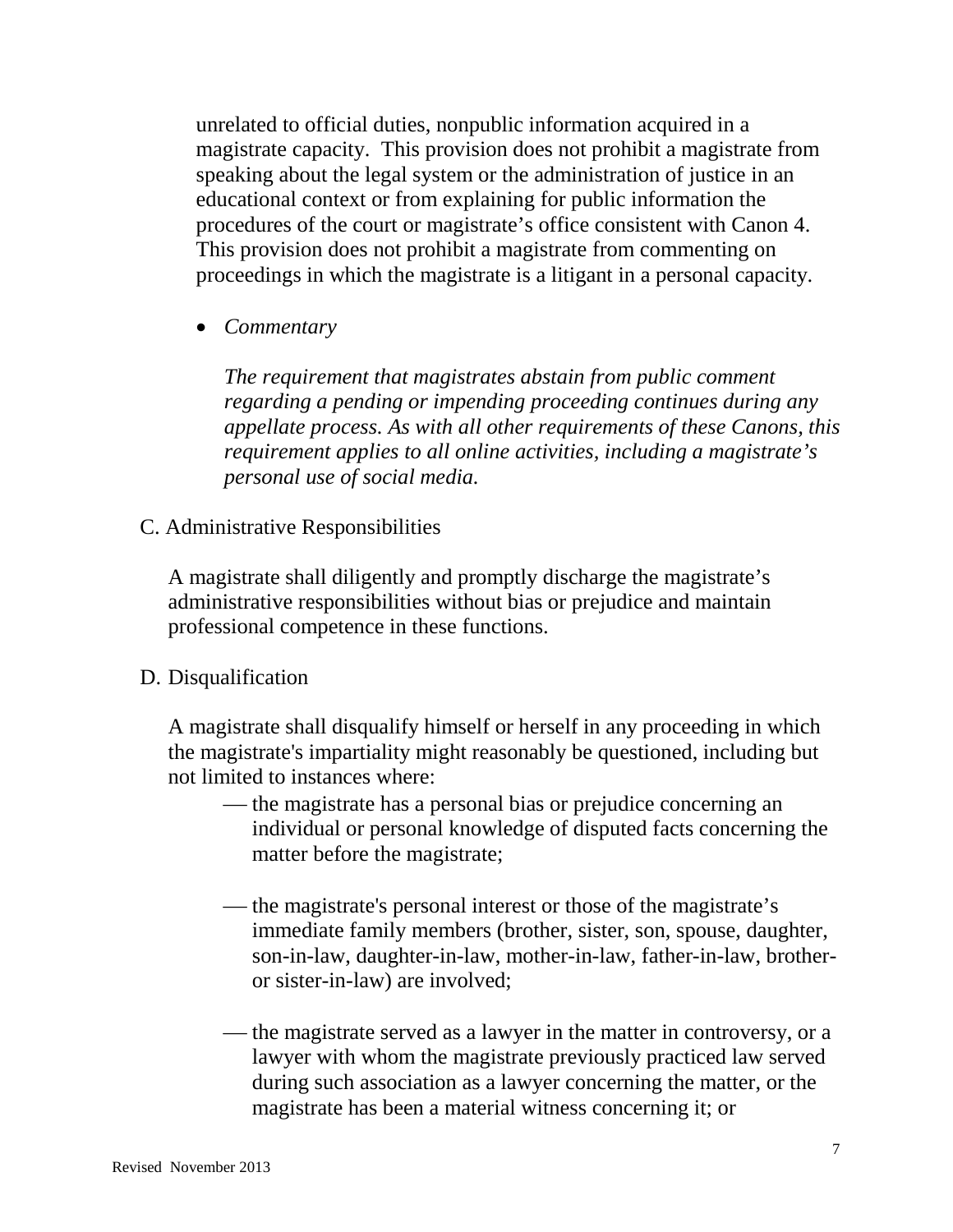unrelated to official duties, nonpublic information acquired in a magistrate capacity. This provision does not prohibit a magistrate from speaking about the legal system or the administration of justice in an educational context or from explaining for public information the procedures of the court or magistrate's office consistent with Canon 4. This provision does not prohibit a magistrate from commenting on proceedings in which the magistrate is a litigant in a personal capacity.

- *Commentary*

  *The requirement that magistrates abstain from public comment regarding a pending or impending proceeding continues during any appellate process. As with all other requirements of these Canons, this requirement applies to all online activities, including a magistrate's personal use of social media.*

C. Administrative Responsibilities

A magistrate shall diligently and promptly discharge the magistrate's administrative responsibilities without bias or prejudice and maintain professional competence in these functions.

D. Disqualification

A magistrate shall disqualify himself or herself in any proceeding in which the magistrate's impartiality might reasonably be questioned, including but not limited to instances where:

- the magistrate has a personal bias or prejudice concerning an individual or personal knowledge of disputed facts concerning the matter before the magistrate;

- the magistrate's personal interest or those of the magistrate's immediate family members (brother, sister, son, spouse, daughter, son-in-law, daughter-in-law, mother-in-law, father-in-law, brother- or sister-in-law) are involved;

- the magistrate served as a lawyer in the matter in controversy, or a lawyer with whom the magistrate previously practiced law served during such association as a lawyer concerning the matter, or the magistrate has been a material witness concerning it; or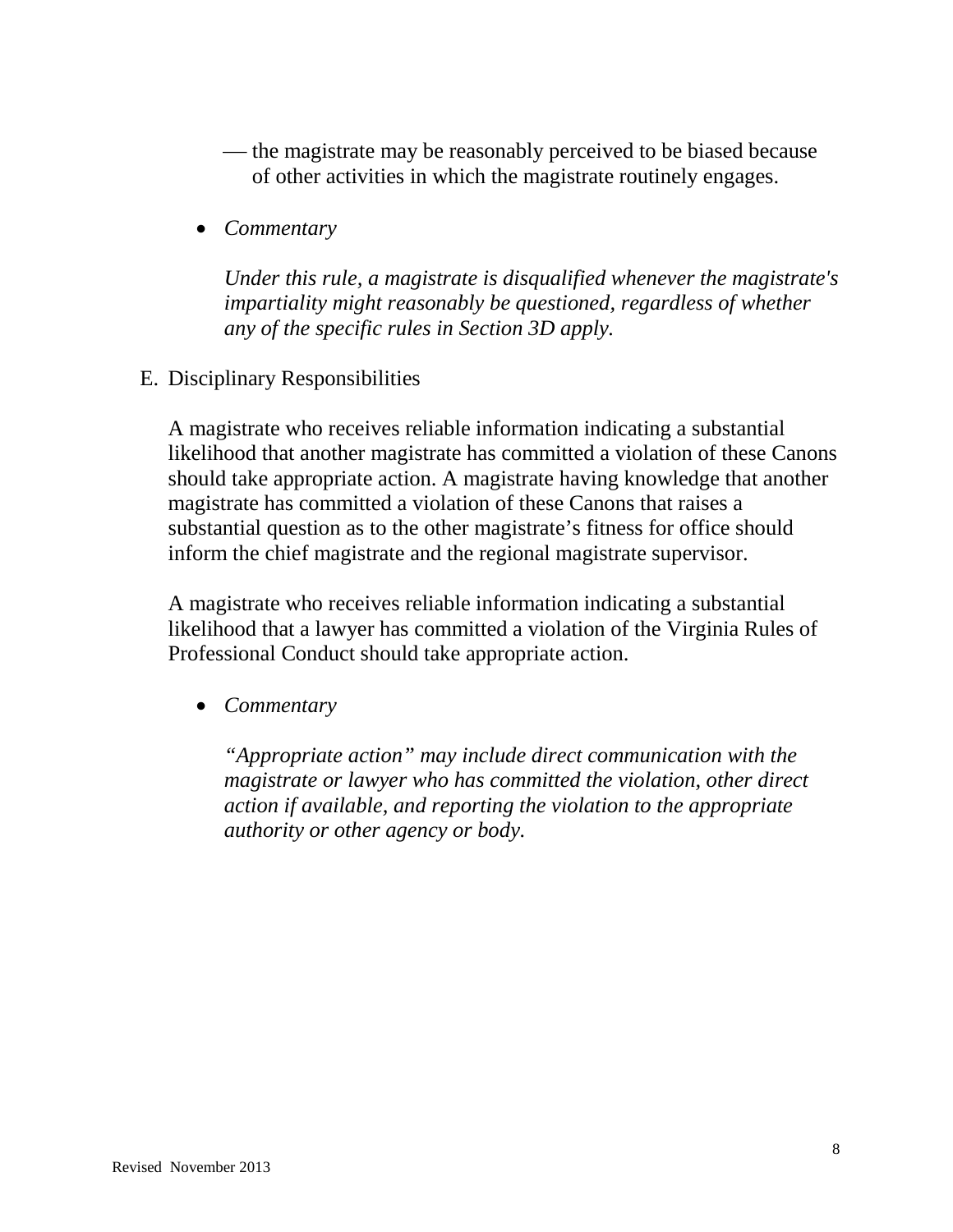— the magistrate may be reasonably perceived to be biased because of other activities in which the magistrate routinely engages.

- *Commentary*

  *Under this rule, a magistrate is disqualified whenever the magistrate's impartiality might reasonably be questioned, regardless of whether any of the specific rules in Section 3D apply.*

E. Disciplinary Responsibilities

A magistrate who receives reliable information indicating a substantial likelihood that another magistrate has committed a violation of these Canons should take appropriate action. A magistrate having knowledge that another magistrate has committed a violation of these Canons that raises a substantial question as to the other magistrate's fitness for office should inform the chief magistrate and the regional magistrate supervisor.

A magistrate who receives reliable information indicating a substantial likelihood that a lawyer has committed a violation of the Virginia Rules of Professional Conduct should take appropriate action.

- *Commentary*

  *"Appropriate action" may include direct communication with the magistrate or lawyer who has committed the violation, other direct action if available, and reporting the violation to the appropriate authority or other agency or body.*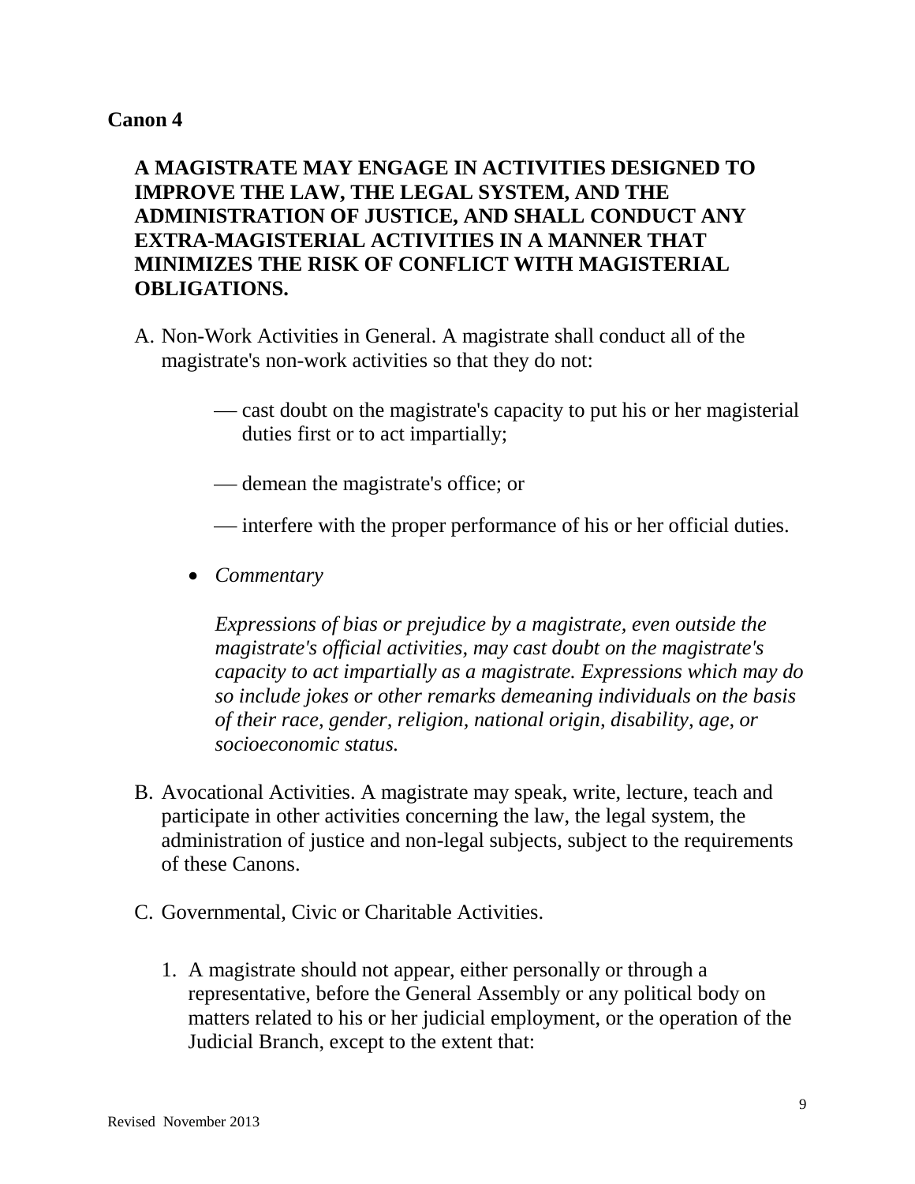**Canon 4**

**A MAGISTRATE MAY ENGAGE IN ACTIVITIES DESIGNED TO IMPROVE THE LAW, THE LEGAL SYSTEM, AND THE ADMINISTRATION OF JUSTICE, AND SHALL CONDUCT ANY EXTRA-MAGISTERIAL ACTIVITIES IN A MANNER THAT MINIMIZES THE RISK OF CONFLICT WITH MAGISTERIAL OBLIGATIONS.**

A. Non-Work Activities in General. A magistrate shall conduct all of the magistrate's non-work activities so that they do not:

   — cast doubt on the magistrate's capacity to put his or her magisterial duties first or to act impartially;

   — demean the magistrate's office; or

   — interfere with the proper performance of his or her official duties.

   - *Commentary*

     *Expressions of bias or prejudice by a magistrate, even outside the magistrate's official activities, may cast doubt on the magistrate's capacity to act impartially as a magistrate. Expressions which may do so include jokes or other remarks demeaning individuals on the basis of their race, gender, religion, national origin, disability, age, or socioeconomic status.*

B. Avocational Activities. A magistrate may speak, write, lecture, teach and participate in other activities concerning the law, the legal system, the administration of justice and non-legal subjects, subject to the requirements of these Canons.

C. Governmental, Civic or Charitable Activities.

   1. A magistrate should not appear, either personally or through a representative, before the General Assembly or any political body on matters related to his or her judicial employment, or the operation of the Judicial Branch, except to the extent that: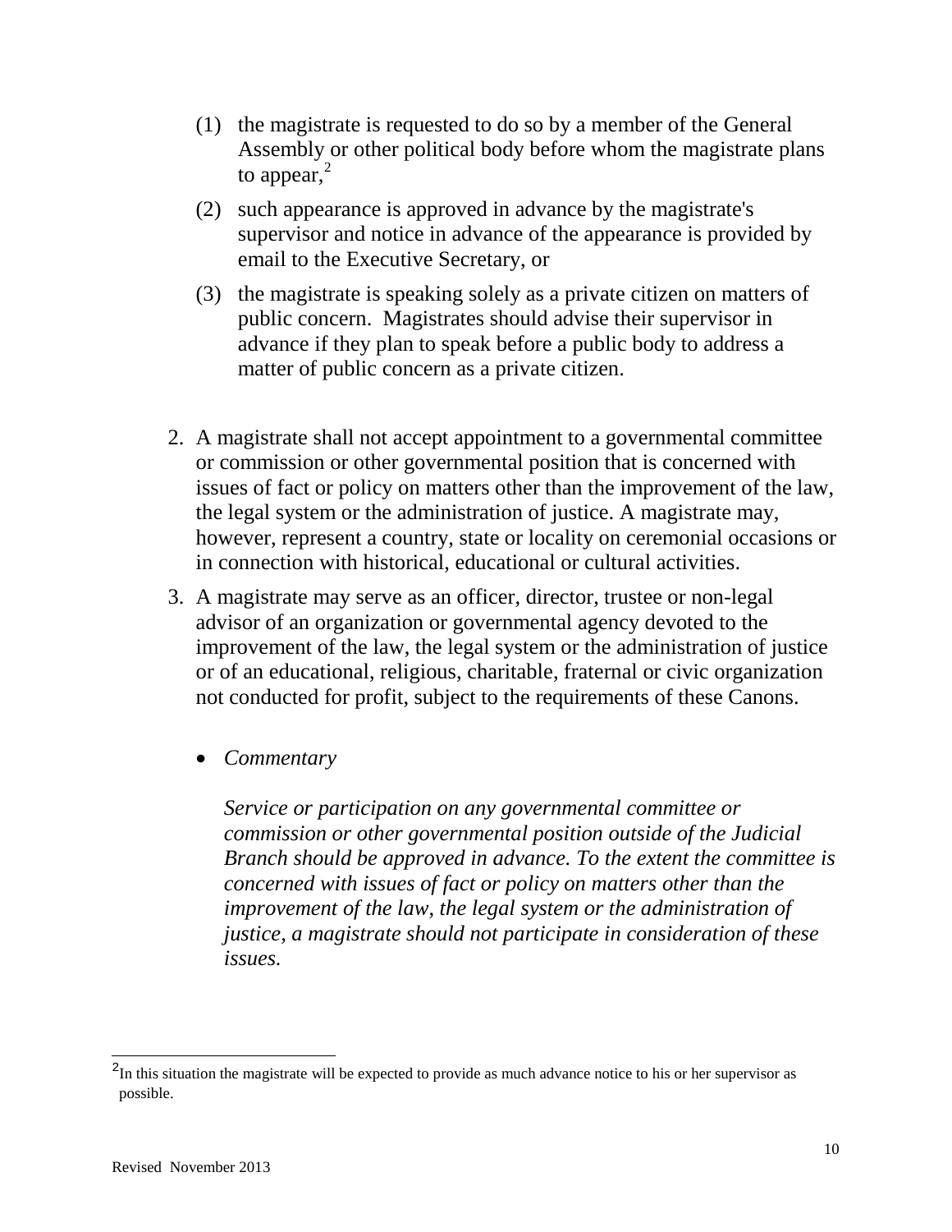(1) the magistrate is requested to do so by a member of the General Assembly or other political body before whom the magistrate plans to appear,[2]

(2) such appearance is approved in advance by the magistrate's supervisor and notice in advance of the appearance is provided by email to the Executive Secretary, or

(3) the magistrate is speaking solely as a private citizen on matters of public concern. Magistrates should advise their supervisor in advance if they plan to speak before a public body to address a matter of public concern as a private citizen.

2. A magistrate shall not accept appointment to a governmental committee or commission or other governmental position that is concerned with issues of fact or policy on matters other than the improvement of the law, the legal system or the administration of justice. A magistrate may, however, represent a country, state or locality on ceremonial occasions or in connection with historical, educational or cultural activities.

3. A magistrate may serve as an officer, director, trustee or non-legal advisor of an organization or governmental agency devoted to the improvement of the law, the legal system or the administration of justice or of an educational, religious, charitable, fraternal or civic organization not conducted for profit, subject to the requirements of these Canons.

   - *Commentary*

     *Service or participation on any governmental committee or commission or other governmental position outside of the Judicial Branch should be approved in advance. To the extent the committee is concerned with issues of fact or policy on matters other than the improvement of the law, the legal system or the administration of justice, a magistrate should not participate in consideration of these issues.*

---

[2] In this situation the magistrate will be expected to provide as much advance notice to his or her supervisor as possible.

Revised November 2013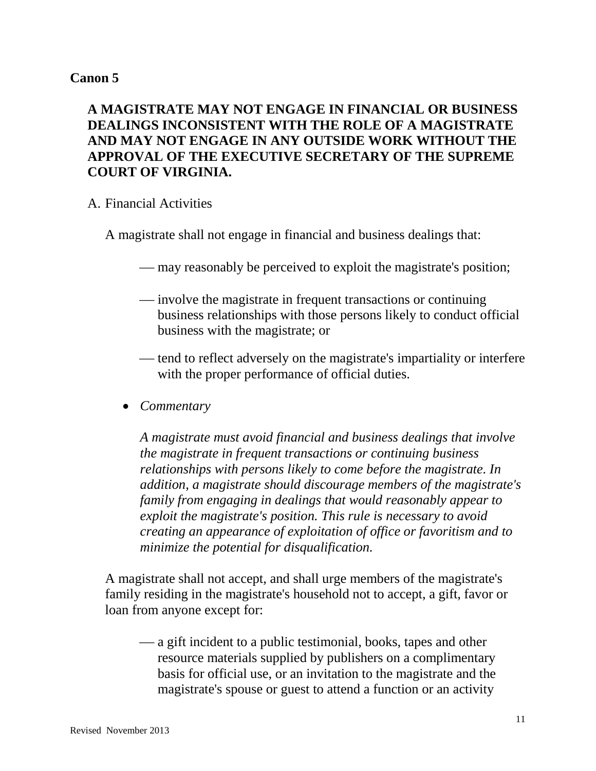## Canon 5

**A MAGISTRATE MAY NOT ENGAGE IN FINANCIAL OR BUSINESS DEALINGS INCONSISTENT WITH THE ROLE OF A MAGISTRATE AND MAY NOT ENGAGE IN ANY OUTSIDE WORK WITHOUT THE APPROVAL OF THE EXECUTIVE SECRETARY OF THE SUPREME COURT OF VIRGINIA.**

A. Financial Activities

A magistrate shall not engage in financial and business dealings that:

— may reasonably be perceived to exploit the magistrate's position;

— involve the magistrate in frequent transactions or continuing business relationships with those persons likely to conduct official business with the magistrate; or

— tend to reflect adversely on the magistrate's impartiality or interfere with the proper performance of official duties.

- *Commentary*

  *A magistrate must avoid financial and business dealings that involve the magistrate in frequent transactions or continuing business relationships with persons likely to come before the magistrate. In addition, a magistrate should discourage members of the magistrate's family from engaging in dealings that would reasonably appear to exploit the magistrate's position. This rule is necessary to avoid creating an appearance of exploitation of office or favoritism and to minimize the potential for disqualification.*

A magistrate shall not accept, and shall urge members of the magistrate's family residing in the magistrate's household not to accept, a gift, favor or loan from anyone except for:

— a gift incident to a public testimonial, books, tapes and other resource materials supplied by publishers on a complimentary basis for official use, or an invitation to the magistrate and the magistrate's spouse or guest to attend a function or an activity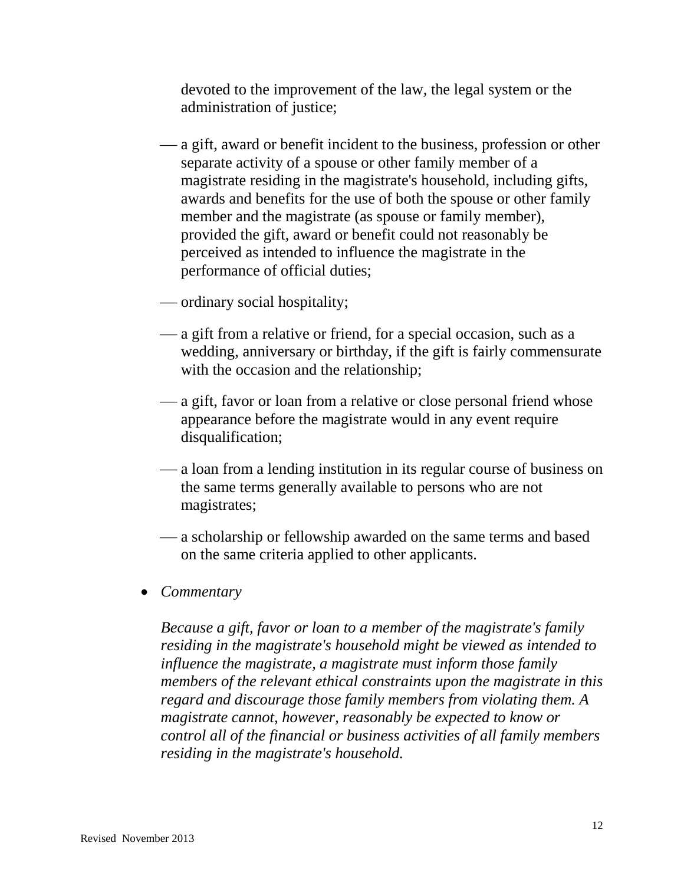devoted to the improvement of the law, the legal system or the administration of justice;

— a gift, award or benefit incident to the business, profession or other separate activity of a spouse or other family member of a magistrate residing in the magistrate's household, including gifts, awards and benefits for the use of both the spouse or other family member and the magistrate (as spouse or family member), provided the gift, award or benefit could not reasonably be perceived as intended to influence the magistrate in the performance of official duties;

— ordinary social hospitality;

— a gift from a relative or friend, for a special occasion, such as a wedding, anniversary or birthday, if the gift is fairly commensurate with the occasion and the relationship;

— a gift, favor or loan from a relative or close personal friend whose appearance before the magistrate would in any event require disqualification;

— a loan from a lending institution in its regular course of business on the same terms generally available to persons who are not magistrates;

— a scholarship or fellowship awarded on the same terms and based on the same criteria applied to other applicants.

- *Commentary*

  *Because a gift, favor or loan to a member of the magistrate's family residing in the magistrate's household might be viewed as intended to influence the magistrate, a magistrate must inform those family members of the relevant ethical constraints upon the magistrate in this regard and discourage those family members from violating them. A magistrate cannot, however, reasonably be expected to know or control all of the financial or business activities of all family members residing in the magistrate's household.*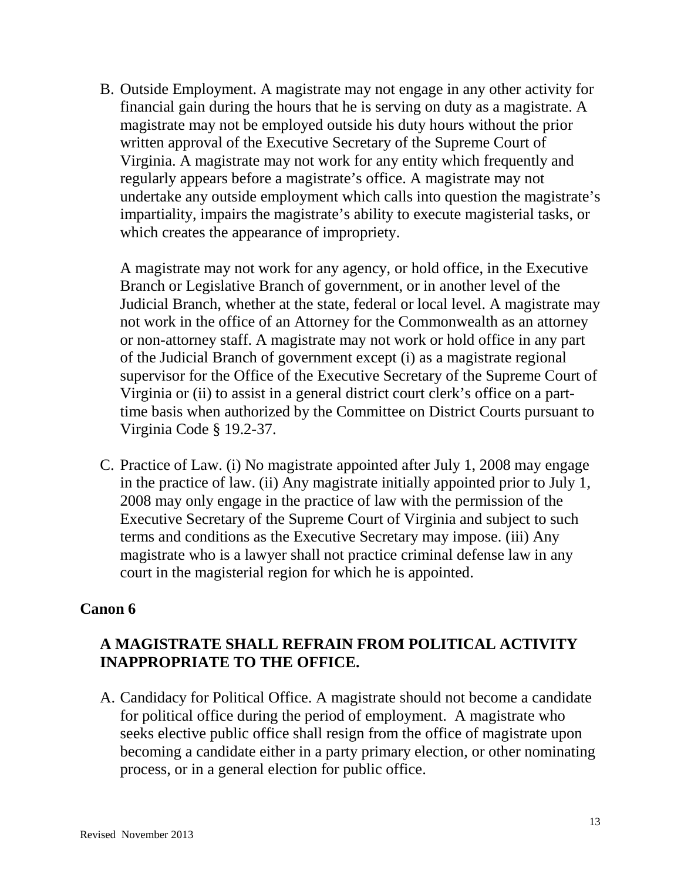B. Outside Employment. A magistrate may not engage in any other activity for financial gain during the hours that he is serving on duty as a magistrate. A magistrate may not be employed outside his duty hours without the prior written approval of the Executive Secretary of the Supreme Court of Virginia. A magistrate may not work for any entity which frequently and regularly appears before a magistrate's office. A magistrate may not undertake any outside employment which calls into question the magistrate's impartiality, impairs the magistrate's ability to execute magisterial tasks, or which creates the appearance of impropriety.

   A magistrate may not work for any agency, or hold office, in the Executive Branch or Legislative Branch of government, or in another level of the Judicial Branch, whether at the state, federal or local level. A magistrate may not work in the office of an Attorney for the Commonwealth as an attorney or non-attorney staff. A magistrate may not work or hold office in any part of the Judicial Branch of government except (i) as a magistrate regional supervisor for the Office of the Executive Secretary of the Supreme Court of Virginia or (ii) to assist in a general district court clerk's office on a part-time basis when authorized by the Committee on District Courts pursuant to Virginia Code § 19.2-37.

C. Practice of Law. (i) No magistrate appointed after July 1, 2008 may engage in the practice of law. (ii) Any magistrate initially appointed prior to July 1, 2008 may only engage in the practice of law with the permission of the Executive Secretary of the Supreme Court of Virginia and subject to such terms and conditions as the Executive Secretary may impose. (iii) Any magistrate who is a lawyer shall not practice criminal defense law in any court in the magisterial region for which he is appointed.

## Canon 6

### A MAGISTRATE SHALL REFRAIN FROM POLITICAL ACTIVITY INAPPROPRIATE TO THE OFFICE.

A. Candidacy for Political Office. A magistrate should not become a candidate for political office during the period of employment. A magistrate who seeks elective public office shall resign from the office of magistrate upon becoming a candidate either in a party primary election, or other nominating process, or in a general election for public office.

Revised November 2013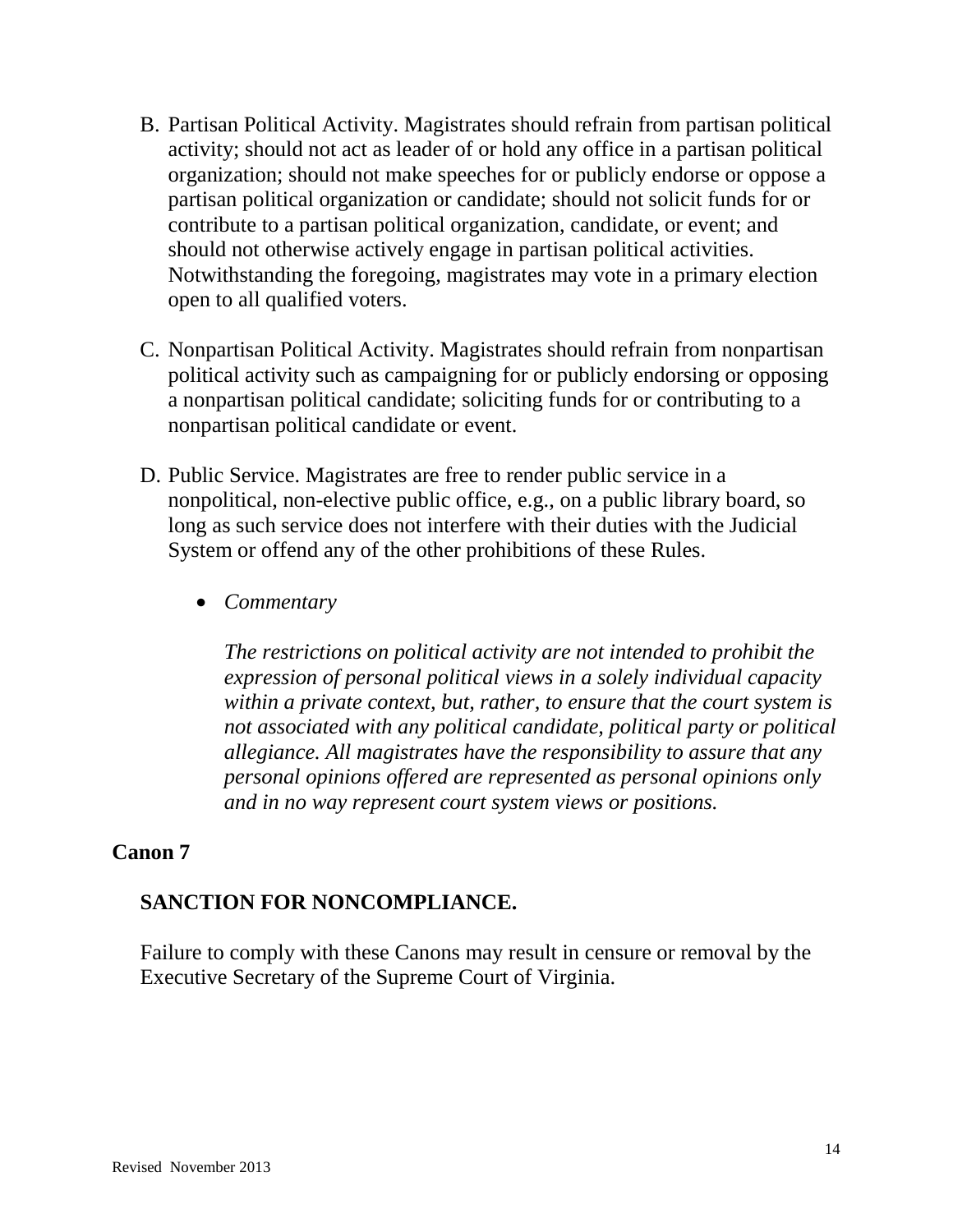B. Partisan Political Activity. Magistrates should refrain from partisan political activity; should not act as leader of or hold any office in a partisan political organization; should not make speeches for or publicly endorse or oppose a partisan political organization or candidate; should not solicit funds for or contribute to a partisan political organization, candidate, or event; and should not otherwise actively engage in partisan political activities. Notwithstanding the foregoing, magistrates may vote in a primary election open to all qualified voters.

C. Nonpartisan Political Activity. Magistrates should refrain from nonpartisan political activity such as campaigning for or publicly endorsing or opposing a nonpartisan political candidate; soliciting funds for or contributing to a nonpartisan political candidate or event.

D. Public Service. Magistrates are free to render public service in a nonpolitical, non-elective public office, e.g., on a public library board, so long as such service does not interfere with their duties with the Judicial System or offend any of the other prohibitions of these Rules.

- *Commentary*

  *The restrictions on political activity are not intended to prohibit the expression of personal political views in a solely individual capacity within a private context, but, rather, to ensure that the court system is not associated with any political candidate, political party or political allegiance. All magistrates have the responsibility to assure that any personal opinions offered are represented as personal opinions only and in no way represent court system views or positions.*

## Canon 7

### SANCTION FOR NONCOMPLIANCE.

Failure to comply with these Canons may result in censure or removal by the Executive Secretary of the Supreme Court of Virginia.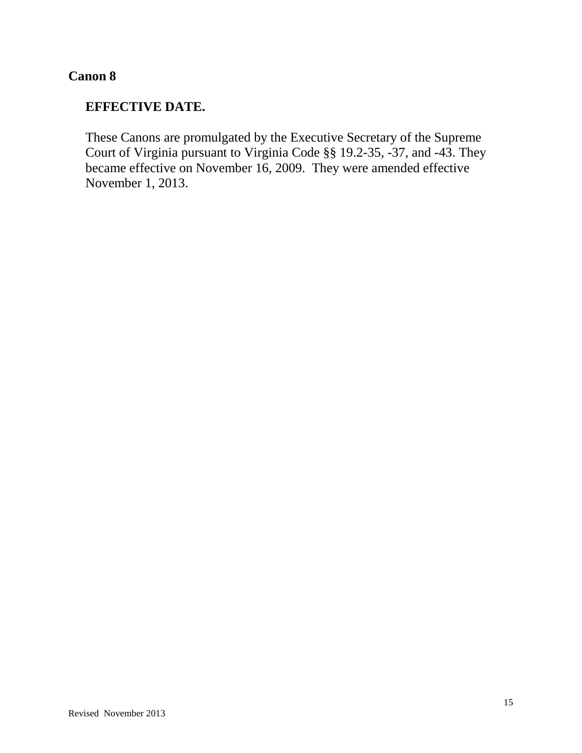## Canon 8

### EFFECTIVE DATE.

These Canons are promulgated by the Executive Secretary of the Supreme Court of Virginia pursuant to Virginia Code §§ 19.2-35, -37, and -43. They became effective on November 16, 2009. They were amended effective November 1, 2013.